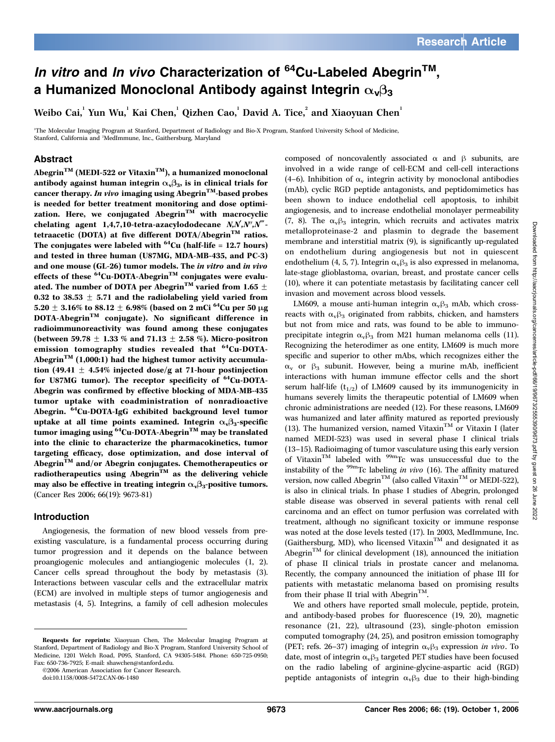# *In vitro* and *In vivo* Characterization of $^{64}$Cu-Labeled Abegrin™, a Humanized Monoclonal Antibody against Integrin $\alpha_v\beta_3$

Weibo Cai,[1] Yun Wu,[1] Kai Chen,[1] Qizhen Cao,[1] David A. Tice,[2] and Xiaoyuan Chen[1]

[1]The Molecular Imaging Program at Stanford, Department of Radiology and Bio-X Program, Stanford University School of Medicine, Stanford, California and [2]MedImmune, Inc., Gaithersburg, Maryland

## Abstract

**Abegrin™ (MEDI-522 or Vitaxin™), a humanized monoclonal antibody against human integrin $\alpha_v\beta_3$, is in clinical trials for cancer therapy. *In vivo* imaging using Abegrin™-based probes is needed for better treatment monitoring and dose optimization. Here, we conjugated Abegrin™ with macrocyclic chelating agent 1,4,7,10-tetra-azacylododecane *N,N′,N″,N‴*-tetraacetic (DOTA) at five different DOTA/Abegrin™ ratios. The conjugates were labeled with $^{64}$Cu (half-life = 12.7 hours) and tested in three human (U87MG, MDA-MB-435, and PC-3) and one mouse (GL-26) tumor models. The *in vitro* and *in vivo* effects of these $^{64}$Cu-DOTA-Abegrin™ conjugates were evaluated. The number of DOTA per Abegrin™ varied from 1.65 ± 0.32 to 38.53 ± 5.71 and the radiolabeling yield varied from 5.20 ± 3.16% to 88.12 ± 6.98% (based on 2 mCi $^{64}$Cu per 50 μg DOTA-Abegrin™ conjugate). No significant difference in radioimmunoreactivity was found among these conjugates (between 59.78 ± 1.33 % and 71.13 ± 2.58 %). Micro-positron emission tomography studies revealed that $^{64}$Cu-DOTA-Abegrin™ (1,000:1) had the highest tumor activity accumulation (49.41 ± 4.54% injected dose/g at 71-hour postinjection for U87MG tumor). The receptor specificity of $^{64}$Cu-DOTA-Abegrin was confirmed by effective blocking of MDA-MB-435 tumor uptake with coadministration of nonradioactive Abegrin. $^{64}$Cu-DOTA-IgG exhibited background level tumor uptake at all time points examined. Integrin $\alpha_v\beta_3$-specific tumor imaging using $^{64}$Cu-DOTA-Abegrin™ may be translated into the clinic to characterize the pharmacokinetics, tumor targeting efficacy, dose optimization, and dose interval of Abegrin™ and/or Abegrin conjugates. Chemotherapeutics or radiotherapeutics using Abegrin™ as the delivering vehicle may also be effective in treating integrin $\alpha_v\beta_3$-positive tumors.** (Cancer Res 2006; 66(19): 9673-81)

## Introduction

Angiogenesis, the formation of new blood vessels from preexisting vasculature, is a fundamental process occurring during tumor progression and it depends on the balance between proangiogenic molecules and antiangiogenic molecules (1, 2). Cancer cells spread throughout the body by metastasis (3). Interactions between vascular cells and the extracellular matrix (ECM) are involved in multiple steps of tumor angiogenesis and metastasis (4, 5). Integrins, a family of cell adhesion molecules composed of noncovalently associated α and β subunits, are involved in a wide range of cell-ECM and cell-cell interactions (4–6). Inhibition of $\alpha_v$ integrin activity by monoclonal antibodies (mAb), cyclic RGD peptide antagonists, and peptidomimetics has been shown to induce endothelial cell apoptosis, to inhibit angiogenesis, and to increase endothelial monolayer permeability (7, 8). The $\alpha_v\beta_3$ integrin, which recruits and activates matrix metalloproteinase-2 and plasmin to degrade the basement membrane and interstitial matrix (9), is significantly up-regulated on endothelium during angiogenesis but not in quiescent endothelium (4, 5, 7). Integrin $\alpha_v\beta_3$ is also expressed in melanoma, late-stage glioblastoma, ovarian, breast, and prostate cancer cells (10), where it can potentiate metastasis by facilitating cancer cell invasion and movement across blood vessels.

LM609, a mouse anti-human integrin $\alpha_v\beta_3$ mAb, which cross-reacts with $\alpha_v\beta_3$ originated from rabbits, chicken, and hamsters but not from mice and rats, was found to be able to immunoprecipitate integrin $\alpha_v\beta_3$ from M21 human melanoma cells (11). Recognizing the heterodimer as one entity, LM609 is much more specific and superior to other mAbs, which recognizes either the $\alpha_v$ or $\beta_3$ subunit. However, being a murine mAb, inefficient interactions with human immune effector cells and the short serum half-life ($t_{1/2}$) of LM609 caused by its immunogenicity in humans severely limits the therapeutic potential of LM609 when chronic administrations are needed (12). For these reasons, LM609 was humanized and later affinity matured as reported previously (13). The humanized version, named Vitaxin™ or Vitaxin I (later named MEDI-523) was used in several phase I clinical trials (13–15). Radioimaging of tumor vasculature using this early version of Vitaxin™ labeled with $^{99m}$Tc was unsuccessful due to the instability of the $^{99m}$Tc labeling *in vivo* (16). The affinity matured version, now called Abegrin™ (also called Vitaxin™ or MEDI-522), is also in clinical trials. In phase I studies of Abegrin, prolonged stable disease was observed in several patients with renal cell carcinoma and an effect on tumor perfusion was correlated with treatment, although no significant toxicity or immune response was noted at the dose levels tested (17). In 2003, MedImmune, Inc. (Gaithersburg, MD), who licensed Vitaxin™ and designated it as Abegrin™ for clinical development (18), announced the initiation of phase II clinical trials in prostate cancer and melanoma. Recently, the company announced the initiation of phase III for patients with metastatic melanoma based on promising results from their phase II trial with Abegrin™.

We and others have reported small molecule, peptide, protein, and antibody-based probes for fluorescence (19, 20), magnetic resonance (21, 22), ultrasound (23), single-photon emission computed tomography (24, 25), and positron emission tomography (PET; refs. 26–37) imaging of integrin $\alpha_v\beta_3$ expression *in vivo*. To date, most of integrin $\alpha_v\beta_3$ targeted PET studies have been focused on the radio labeling of arginine-glycine-aspartic acid (RGD) peptide antagonists of integrin $\alpha_v\beta_3$ due to their high-binding

---

**Requests for reprints:** Xiaoyuan Chen, The Molecular Imaging Program at Stanford, Department of Radiology and Bio-X Program, Stanford University School of Medicine, 1201 Welch Road, P095, Stanford, CA 94305-5484. Phone: 650-725-0950; Fax: 650-736-7925; E-mail: shawchen@stanford.edu.

©2006 American Association for Cancer Research.

doi:10.1158/0008-5472.CAN-06-1480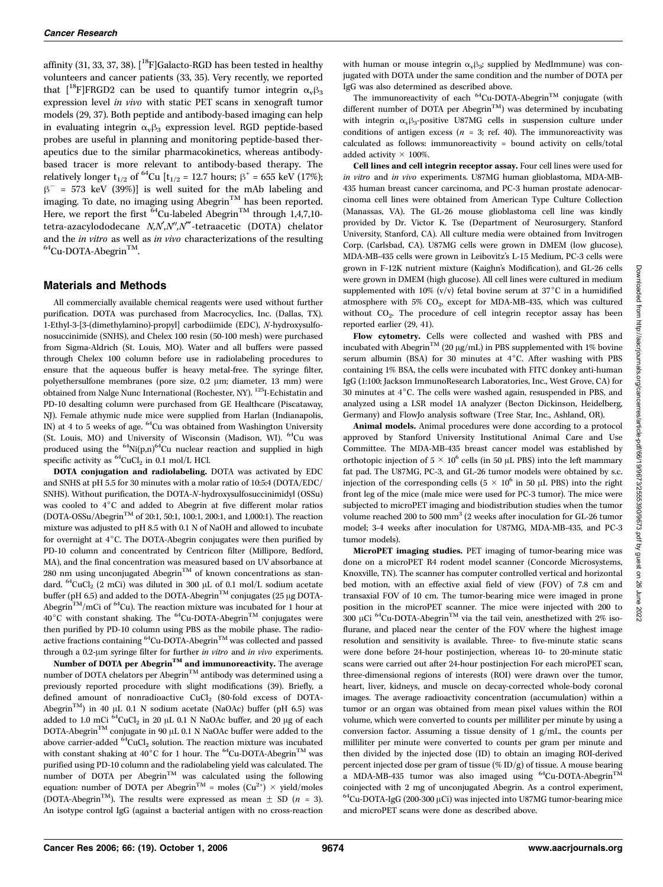affinity (31, 33, 37, 38). [$^{18}$F]Galacto-RGD has been tested in healthy volunteers and cancer patients (33, 35). Very recently, we reported that [$^{18}$F]FRGD2 can be used to quantify tumor integrin $\alpha_v\beta_3$ expression level *in vivo* with static PET scans in xenograft tumor models (29, 37). Both peptide and antibody-based imaging can help in evaluating integrin $\alpha_v\beta_3$ expression level. RGD peptide-based probes are useful in planning and monitoring peptide-based therapeutics due to the similar pharmacokinetics, whereas antibody-based tracer is more relevant to antibody-based therapy. The relatively longer $t_{1/2}$ of $^{64}$Cu [$t_{1/2}$ = 12.7 hours; $\beta^+$ = 655 keV (17%); $\beta^-$ = 573 keV (39%)] is well suited for the mAb labeling and imaging. To date, no imaging using Abegrin™ has been reported. Here, we report the first $^{64}$Cu-labeled Abegrin™ through 1,4,7,10-tetra-azacylododecane *N,N′,N″,N‴*-tetraacetic (DOTA) chelator and the *in vitro* as well as *in vivo* characterizations of the resulting $^{64}$Cu-DOTA-Abegrin™.

## Materials and Methods

All commercially available chemical reagents were used without further purification. DOTA was purchased from Macrocyclics, Inc. (Dallas, TX). 1-Ethyl-3-[3-(dimethylamino)-propyl] carbodiimide (EDC), *N*-hydroxysulfonosuccinimide (SNHS), and Chelex 100 resin (50-100 mesh) were purchased from Sigma-Aldrich (St. Louis, MO). Water and all buffers were passed through Chelex 100 column before use in radiolabeling procedures to ensure that the aqueous buffer is heavy metal-free. The syringe filter, polyethersulfone membranes (pore size, 0.2 μm; diameter, 13 mm) were obtained from Nalge Nunc International (Rochester, NY). $^{125}$I-Echistatin and PD-10 desalting column were purchased from GE Healthcare (Piscataway, NJ). Female athymic nude mice were supplied from Harlan (Indianapolis, IN) at 4 to 5 weeks of age. $^{64}$Cu was obtained from Washington University (St. Louis, MO) and University of Wisconsin (Madison, WI). $^{64}$Cu was produced using the $^{64}$Ni(p,n)$^{64}$Cu nuclear reaction and supplied in high specific activity as $^{64}CuCl_2$ in 0.1 mol/L HCl.

**DOTA conjugation and radiolabeling.** DOTA was activated by EDC and SNHS at pH 5.5 for 30 minutes with a molar ratio of 10:5:4 (DOTA/EDC/SNHS). Without purification, the DOTA-*N*-hydroxysulfosuccinimidyl (OSSu) was cooled to 4°C and added to Abegrin at five different molar ratios (DOTA-OSSu/Abegrin™ of 20:1, 50:1, 100:1, 200:1, and 1,000:1). The reaction mixture was adjusted to pH 8.5 with 0.1 N of NaOH and allowed to incubate for overnight at 4°C. The DOTA-Abegrin conjugates were then purified by PD-10 column and concentrated by Centricon filter (Millipore, Bedford, MA), and the final concentration was measured based on UV absorbance at 280 nm using unconjugated Abegrin™ of known concentrations as standard. $^{64}CuCl_2$ (2 mCi) was diluted in 300 μL of 0.1 mol/L sodium acetate buffer (pH 6.5) and added to the DOTA-Abegrin™ conjugates (25 μg DOTA-Abegrin™/mCi of $^{64}$Cu). The reaction mixture was incubated for 1 hour at 40°C with constant shaking. The $^{64}$Cu-DOTA-Abegrin™ conjugates were then purified by PD-10 column using PBS as the mobile phase. The radioactive fractions containing $^{64}$Cu-DOTA-Abegrin™ was collected and passed through a 0.2-μm syringe filter for further *in vitro* and *in vivo* experiments.

**Number of DOTA per Abegrin™ and immunoreactivity.** The average number of DOTA chelators per Abegrin™ antibody was determined using a previously reported procedure with slight modifications (39). Briefly, a defined amount of nonradioactive $CuCl_2$ (80-fold excess of DOTA-Abegrin™) in 40 μL 0.1 N sodium acetate (NaOAc) buffer (pH 6.5) was added to 1.0 mCi $^{64}CuCl_2$ in 20 μL 0.1 N NaOAc buffer, and 20 μg of each DOTA-Abegrin™ conjugate in 90 μL 0.1 N NaOAc buffer were added to the above carrier-added $^{64}CuCl_2$ solution. The reaction mixture was incubated with constant shaking at 40°C for 1 hour. The $^{64}$Cu-DOTA-Abegrin™ was purified using PD-10 column and the radiolabeling yield was calculated. The number of DOTA per Abegrin™ was calculated using the following equation: number of DOTA per Abegrin™ = moles ($Cu^{2+}$) × yield/moles (DOTA-Abegrin™). The results were expressed as mean ± SD ($n$ = 3). An isotype control IgG (against a bacterial antigen with no cross-reaction with human or mouse integrin $\alpha_v\beta_3$; supplied by MedImmune) was conjugated with DOTA under the same condition and the number of DOTA per IgG was also determined as described above.

The immunoreactivity of each $^{64}$Cu-DOTA-Abegrin™ conjugate (with different number of DOTA per Abegrin™) was determined by incubating with integrin $\alpha_v\beta_3$-positive U87MG cells in suspension culture under conditions of antigen excess ($n$ = 3; ref. 40). The immunoreactivity was calculated as follows: immunoreactivity = bound activity on cells/total added activity × 100%.

**Cell lines and cell integrin receptor assay.** Four cell lines were used for *in vitro* and *in vivo* experiments. U87MG human glioblastoma, MDA-MB-435 human breast cancer carcinoma, and PC-3 human prostate adenocarcinoma cell lines were obtained from American Type Culture Collection (Manassas, VA). The GL-26 mouse glioblastoma cell line was kindly provided by Dr. Victor K. Tse (Department of Neurosurgery, Stanford University, Stanford, CA). All culture media were obtained from Invitrogen Corp. (Carlsbad, CA). U87MG cells were grown in DMEM (low glucose), MDA-MB-435 cells were grown in Leibovitz's L-15 Medium, PC-3 cells were grown in F-12K nutrient mixture (Kaighn's Modification), and GL-26 cells were grown in DMEM (high glucose). All cell lines were cultured in medium supplemented with 10% (v/v) fetal bovine serum at 37°C in a humidified atmosphere with 5% $CO_2$, except for MDA-MB-435, which was cultured without $CO_2$. The procedure of cell integrin receptor assay has been reported earlier (29, 41).

**Flow cytometry.** Cells were collected and washed with PBS and incubated with Abegrin™ (20 μg/mL) in PBS supplemented with 1% bovine serum albumin (BSA) for 30 minutes at 4°C. After washing with PBS containing 1% BSA, the cells were incubated with FITC donkey anti-human IgG (1:100; Jackson ImmunoResearch Laboratories, Inc., West Grove, CA) for 30 minutes at 4°C. The cells were washed again, resuspended in PBS, and analyzed using a LSR model 1A analyzer (Becton Dickinson, Heidelberg, Germany) and FlowJo analysis software (Tree Star, Inc., Ashland, OR).

**Animal models.** Animal procedures were done according to a protocol approved by Stanford University Institutional Animal Care and Use Committee. The MDA-MB-435 breast cancer model was established by orthotopic injection of 5 × 10$^6$ cells (in 50 μL PBS) into the left mammary fat pad. The U87MG, PC-3, and GL-26 tumor models were obtained by s.c. injection of the corresponding cells (5 × 10$^6$ in 50 μL PBS) into the right front leg of the mice (male mice were used for PC-3 tumor). The mice were subjected to microPET imaging and biodistribution studies when the tumor volume reached 200 to 500 mm$^3$ (2 weeks after inoculation for GL-26 tumor model; 3-4 weeks after inoculation for U87MG, MDA-MB-435, and PC-3 tumor models).

**MicroPET imaging studies.** PET imaging of tumor-bearing mice was done on a microPET R4 rodent model scanner (Concorde Microsystems, Knoxville, TN). The scanner has computer controlled vertical and horizontal bed motion, with an effective axial field of view (FOV) of 7.8 cm and transaxial FOV of 10 cm. The tumor-bearing mice were imaged in prone position in the microPET scanner. The mice were injected with 200 to 300 μCi $^{64}$Cu-DOTA-Abegrin™ via the tail vein, anesthetized with 2% isoflurane, and placed near the center of the FOV where the highest image resolution and sensitivity is available. Three- to five-minute static scans were done before 24-hour postinjection, whereas 10- to 20-minute static scans were carried out after 24-hour postinjection For each microPET scan, three-dimensional regions of interests (ROI) were drawn over the tumor, heart, liver, kidneys, and muscle on decay-corrected whole-body coronal images. The average radioactivity concentration (accumulation) within a tumor or an organ was obtained from mean pixel values within the ROI volume, which were converted to counts per milliliter per minute by using a conversion factor. Assuming a tissue density of 1 g/mL, the counts per milliliter per minute were converted to counts per gram per minute and then divided by the injected dose (ID) to obtain an imaging ROI-derived percent injected dose per gram of tissue (%ID/g) of tissue. A mouse bearing a MDA-MB-435 tumor was also imaged using $^{64}$Cu-DOTA-Abegrin™ coinjected with 2 mg of unconjugated Abegrin. As a control experiment, $^{64}$Cu-DOTA-IgG (200-300 μCi) was injected into U87MG tumor-bearing mice and microPET scans were done as described above.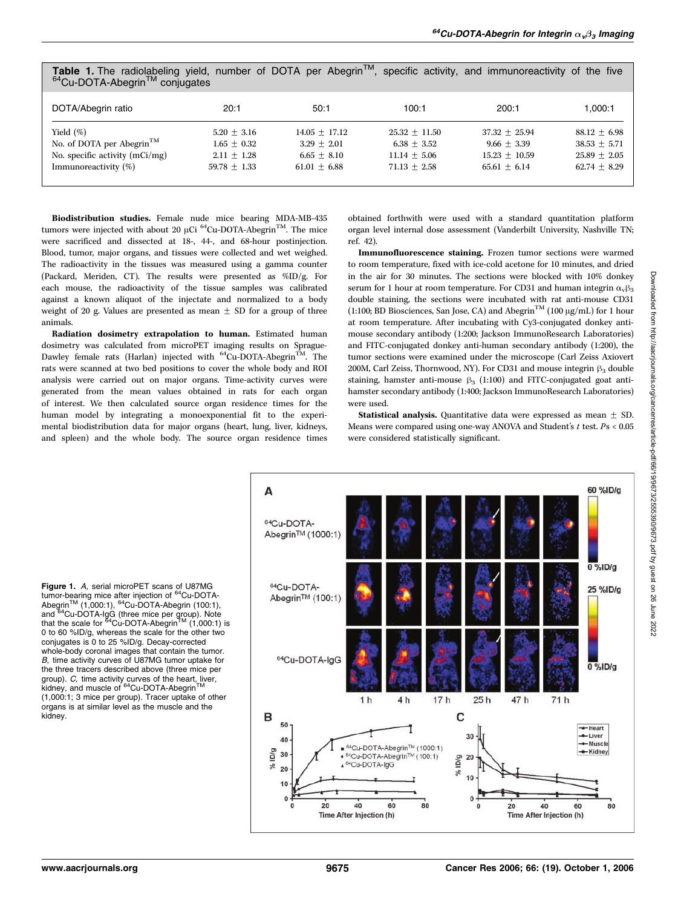**Table 1.** The radiolabeling yield, number of DOTA per Abegrin™, specific activity, and immunoreactivity of the five $^{64}$Cu-DOTA-Abegrin™ conjugates

| DOTA/Abegrin ratio | 20:1 | 50:1 | 100:1 | 200:1 | 1,000:1 |
|---|---|---|---|---|---|
| Yield (%) | 5.20 ± 3.16 | 14.05 ± 17.12 | 25.32 ± 11.50 | 37.32 ± 25.94 | 88.12 ± 6.98 |
| No. of DOTA per Abegrin™ | 1.65 ± 0.32 | 3.29 ± 2.01 | 6.38 ± 3.52 | 9.66 ± 3.39 | 38.53 ± 5.71 |
| No. specific activity (mCi/mg) | 2.11 ± 1.28 | 6.65 ± 8.10 | 11.14 ± 5.06 | 15.23 ± 10.59 | 25.89 ± 2.05 |
| Immunoreactivity (%) | 59.78 ± 1.33 | 61.01 ± 6.88 | 71.13 ± 2.58 | 65.61 ± 6.14 | 62.74 ± 8.29 |

**Biodistribution studies.** Female nude mice bearing MDA-MB-435 tumors were injected with about 20 μCi $^{64}$Cu-DOTA-Abegrin™. The mice were sacrificed and dissected at 18-, 44-, and 68-hour postinjection. Blood, tumor, major organs, and tissues were collected and wet weighed. The radioactivity in the tissues was measured using a gamma counter (Packard, Meriden, CT). The results were presented as %ID/g. For each mouse, the radioactivity of the tissue samples was calibrated against a known aliquot of the injectate and normalized to a body weight of 20 g. Values are presented as mean ± SD for a group of three animals.

**Radiation dosimetry extrapolation to human.** Estimated human dosimetry was calculated from microPET imaging results on Sprague-Dawley female rats (Harlan) injected with $^{64}$Cu-DOTA-Abegrin™. The rats were scanned at two bed positions to cover the whole body and ROI analysis were carried out on major organs. Time-activity curves were generated from the mean values obtained in rats for each organ of interest. We then calculated source organ residence times for the human model by integrating a monoexponential fit to the experimental biodistribution data for major organs (heart, lung, liver, kidneys, and spleen) and the whole body. The source organ residence times obtained forthwith were used with a standard quantitation platform organ level internal dose assessment (Vanderbilt University, Nashville TN; ref. 42).

**Immunofluorescence staining.** Frozen tumor sections were warmed to room temperature, fixed with ice-cold acetone for 10 minutes, and dried in the air for 30 minutes. The sections were blocked with 10% donkey serum for 1 hour at room temperature. For CD31 and human integrin $\alpha_v\beta_3$ double staining, the sections were incubated with rat anti-mouse CD31 (1:100; BD Biosciences, San Jose, CA) and Abegrin™ (100 μg/mL) for 1 hour at room temperature. After incubating with Cy3-conjugated donkey anti-mouse secondary antibody (1:200; Jackson ImmunoResearch Laboratories) and FITC-conjugated donkey anti-human secondary antibody (1:200), the tumor sections were examined under the microscope (Carl Zeiss Axiovert 200M, Carl Zeiss, Thornwood, NY). For CD31 and mouse integrin $\beta_3$ double staining, hamster anti-mouse $\beta_3$ (1:100) and FITC-conjugated goat anti-hamster secondary antibody (1:400; Jackson ImmunoResearch Laboratories) were used.

**Statistical analysis.** Quantitative data were expressed as mean ± SD. Means were compared using one-way ANOVA and Student's $t$ test. $P$s < 0.05 were considered statistically significant.

**Figure 1.** *A,* serial microPET scans of U87MG tumor-bearing mice after injection of $^{64}$Cu-DOTA-Abegrin™ (1,000:1), $^{64}$Cu-DOTA-Abegrin (100:1), and $^{64}$Cu-DOTA-IgG (three mice per group). Note that the scale for $^{64}$Cu-DOTA-Abegrin™ (1,000:1) is 0 to 60 %ID/g, whereas the scale for the other two conjugates is 0 to 25 %ID/g. Decay-corrected whole-body coronal images that contain the tumor. *B,* time activity curves of U87MG tumor uptake for the three tracers described above (three mice per group). *C,* time activity curves of the heart, liver, kidney, and muscle of $^{64}$Cu-DOTA-Abegrin™ (1,000:1; 3 mice per group). Tracer uptake of other organs is at similar level as the muscle and the kidney.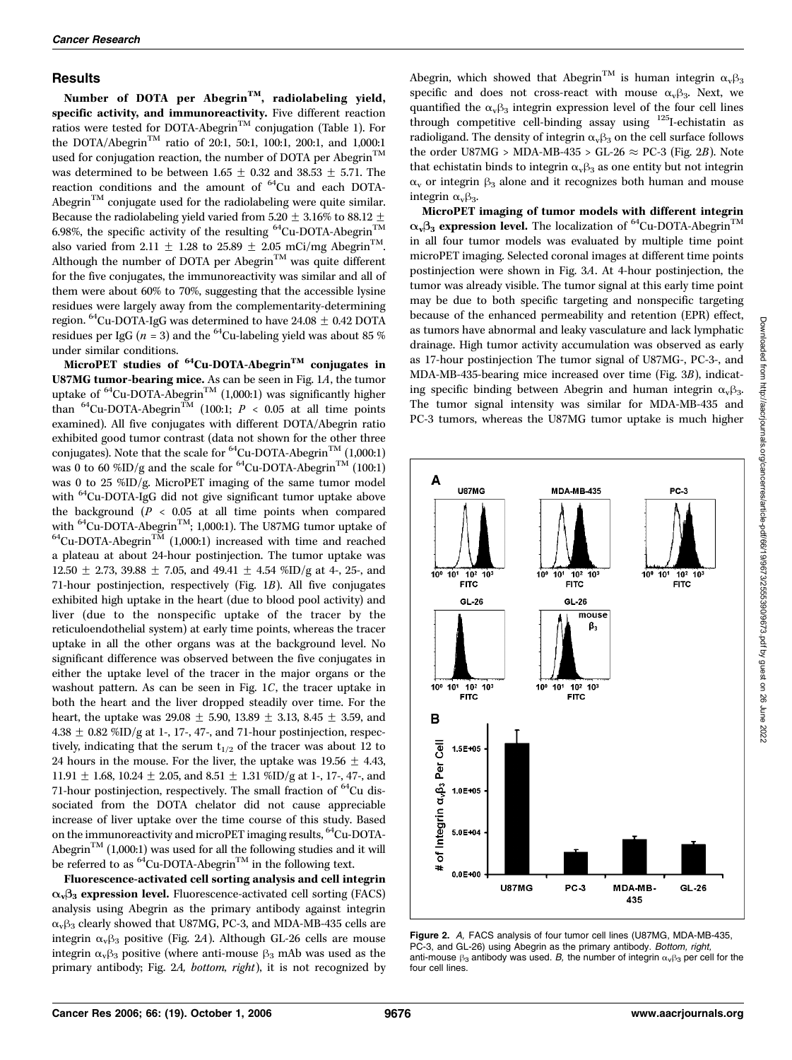## Results

**Number of DOTA per Abegrin™, radiolabeling yield, specific activity, and immunoreactivity.** Five different reaction ratios were tested for DOTA-Abegrin™ conjugation (Table 1). For the DOTA/Abegrin™ ratio of 20:1, 50:1, 100:1, 200:1, and 1,000:1 used for conjugation reaction, the number of DOTA per Abegrin™ was determined to be between 1.65 ± 0.32 and 38.53 ± 5.71. The reaction conditions and the amount of $^{64}$Cu and each DOTA-Abegrin™ conjugate used for the radiolabeling were quite similar. Because the radiolabeling yield varied from 5.20 ± 3.16% to 88.12 ± 6.98%, the specific activity of the resulting $^{64}$Cu-DOTA-Abegrin™ also varied from 2.11 ± 1.28 to 25.89 ± 2.05 mCi/mg Abegrin™. Although the number of DOTA per Abegrin™ was quite different for the five conjugates, the immunoreactivity was similar and all of them were about 60% to 70%, suggesting that the accessible lysine residues were largely away from the complementarity-determining region. $^{64}$Cu-DOTA-IgG was determined to have 24.08 ± 0.42 DOTA residues per IgG ($n$ = 3) and the $^{64}$Cu-labeling yield was about 85 % under similar conditions.

**MicroPET studies of $^{64}$Cu-DOTA-Abegrin™ conjugates in U87MG tumor-bearing mice.** As can be seen in Fig. 1*A*, the tumor uptake of $^{64}$Cu-DOTA-Abegrin™ (1,000:1) was significantly higher than $^{64}$Cu-DOTA-Abegrin™ (100:1; $P$ < 0.05 at all time points examined). All five conjugates with different DOTA/Abegrin ratio exhibited good tumor contrast (data not shown for the other three conjugates). Note that the scale for $^{64}$Cu-DOTA-Abegrin™ (1,000:1) was 0 to 60 %ID/g and the scale for $^{64}$Cu-DOTA-Abegrin™ (100:1) was 0 to 25 %ID/g. MicroPET imaging of the same tumor model with $^{64}$Cu-DOTA-IgG did not give significant tumor uptake above the background ($P$ < 0.05 at all time points when compared with $^{64}$Cu-DOTA-Abegrin™; 1,000:1). The U87MG tumor uptake of $^{64}$Cu-DOTA-Abegrin™ (1,000:1) increased with time and reached a plateau at about 24-hour postinjection. The tumor uptake was 12.50 ± 2.73, 39.88 ± 7.05, and 49.41 ± 4.54 %ID/g at 4-, 25-, and 71-hour postinjection, respectively (Fig. 1*B*). All five conjugates exhibited high uptake in the heart (due to blood pool activity) and liver (due to the nonspecific uptake of the tracer by the reticuloendothelial system) at early time points, whereas the tracer uptake in all the other organs was at the background level. No significant difference was observed between the five conjugates in either the uptake level of the tracer in the major organs or the washout pattern. As can be seen in Fig. 1*C*, the tracer uptake in both the heart and the liver dropped steadily over time. For the heart, the uptake was 29.08 ± 5.90, 13.89 ± 3.13, 8.45 ± 3.59, and 4.38 ± 0.82 %ID/g at 1-, 17-, 47-, and 71-hour postinjection, respectively, indicating that the serum $t_{1/2}$ of the tracer was about 12 to 24 hours in the mouse. For the liver, the uptake was 19.56 ± 4.43, 11.91 ± 1.68, 10.24 ± 2.05, and 8.51 ± 1.31 %ID/g at 1-, 17-, 47-, and 71-hour postinjection, respectively. The small fraction of $^{64}$Cu dissociated from the DOTA chelator did not cause appreciable increase of liver uptake over the time course of this study. Based on the immunoreactivity and microPET imaging results, $^{64}$Cu-DOTA-Abegrin™ (1,000:1) was used for all the following studies and it will be referred to as $^{64}$Cu-DOTA-Abegrin™ in the following text.

**Fluorescence-activated cell sorting analysis and cell integrin $\alpha_v\beta_3$ expression level.** Fluorescence-activated cell sorting (FACS) analysis using Abegrin as the primary antibody against integrin $\alpha_v\beta_3$ clearly showed that U87MG, PC-3, and MDA-MB-435 cells are integrin $\alpha_v\beta_3$ positive (Fig. 2*A*). Although GL-26 cells are mouse integrin $\alpha_v\beta_3$ positive (where anti-mouse $\beta_3$ mAb was used as the primary antibody; Fig. 2*A, bottom, right*), it is not recognized by Abegrin, which showed that Abegrin™ is human integrin $\alpha_v\beta_3$ specific and does not cross-react with mouse $\alpha_v\beta_3$. Next, we quantified the $\alpha_v\beta_3$ integrin expression level of the four cell lines through competitive cell-binding assay using $^{125}$I-echistatin as radioligand. The density of integrin $\alpha_v\beta_3$ on the cell surface follows the order U87MG > MDA-MB-435 > GL-26 ≈ PC-3 (Fig. 2*B*). Note that echistatin binds to integrin $\alpha_v\beta_3$ as one entity but not integrin $\alpha_v$ or integrin $\beta_3$ alone and it recognizes both human and mouse integrin $\alpha_v\beta_3$.

**MicroPET imaging of tumor models with different integrin $\alpha_v\beta_3$ expression level.** The localization of $^{64}$Cu-DOTA-Abegrin™ in all four tumor models was evaluated by multiple time point microPET imaging. Selected coronal images at different time points postinjection were shown in Fig. 3*A*. At 4-hour postinjection, the tumor was already visible. The tumor signal at this early time point may be due to both specific targeting and nonspecific targeting because of the enhanced permeability and retention (EPR) effect, as tumors have abnormal and leaky vasculature and lack lymphatic drainage. High tumor activity accumulation was observed as early as 17-hour postinjection The tumor signal of U87MG-, PC-3-, and MDA-MB-435-bearing mice increased over time (Fig. 3*B*), indicating specific binding between Abegrin and human integrin $\alpha_v\beta_3$. The tumor signal intensity was similar for MDA-MB-435 and PC-3 tumors, whereas the U87MG tumor uptake is much higher

**Figure 2.** *A,* FACS analysis of four tumor cell lines (U87MG, MDA-MB-435, PC-3, and GL-26) using Abegrin as the primary antibody. *Bottom, right,* anti-mouse $\beta_3$ antibody was used. *B,* the number of integrin $\alpha_v\beta_3$ per cell for the four cell lines.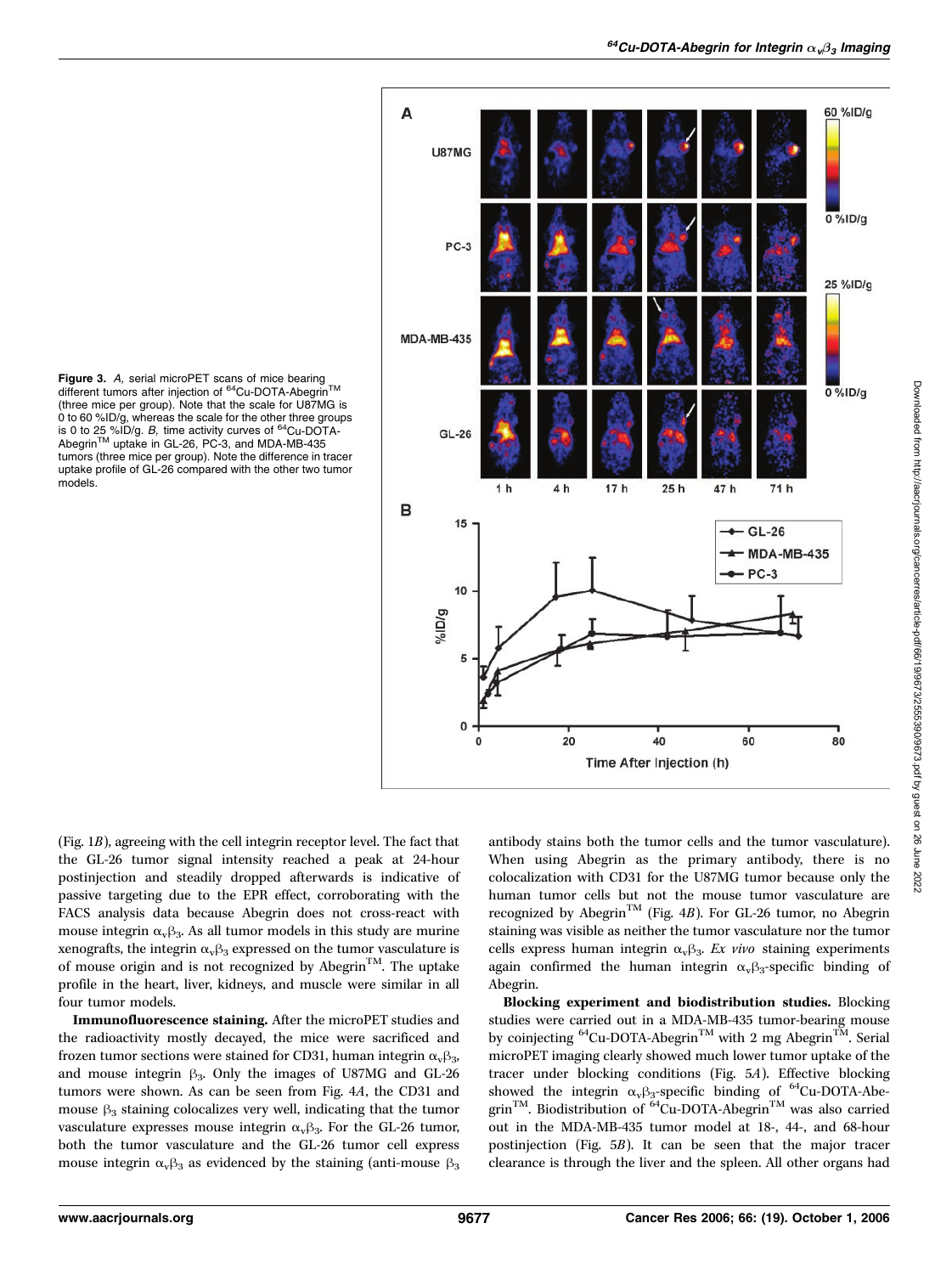**Figure 3.** *A,* serial microPET scans of mice bearing different tumors after injection of $^{64}$Cu-DOTA-Abegrin™ (three mice per group). Note that the scale for U87MG is 0 to 60 %ID/g, whereas the scale for the other three groups is 0 to 25 %ID/g. *B,* time activity curves of $^{64}$Cu-DOTA-Abegrin™ uptake in GL-26, PC-3, and MDA-MB-435 tumors (three mice per group). Note the difference in tracer uptake profile of GL-26 compared with the other two tumor models.

(Fig. 1*B*), agreeing with the cell integrin receptor level. The fact that the GL-26 tumor signal intensity reached a peak at 24-hour postinjection and steadily dropped afterwards is indicative of passive targeting due to the EPR effect, corroborating with the FACS analysis data because Abegrin does not cross-react with mouse integrin $\alpha_v\beta_3$. As all tumor models in this study are murine xenografts, the integrin $\alpha_v\beta_3$ expressed on the tumor vasculature is of mouse origin and is not recognized by Abegrin™. The uptake profile in the heart, liver, kidneys, and muscle were similar in all four tumor models.

**Immunofluorescence staining.** After the microPET studies and the radioactivity mostly decayed, the mice were sacrificed and frozen tumor sections were stained for CD31, human integrin $\alpha_v\beta_3$, and mouse integrin $\beta_3$. Only the images of U87MG and GL-26 tumors were shown. As can be seen from Fig. 4*A*, the CD31 and mouse $\beta_3$ staining colocalizes very well, indicating that the tumor vasculature expresses mouse integrin $\alpha_v\beta_3$. For the GL-26 tumor, both the tumor vasculature and the GL-26 tumor cell express mouse integrin $\alpha_v\beta_3$ as evidenced by the staining (anti-mouse $\beta_3$ antibody stains both the tumor cells and the tumor vasculature). When using Abegrin as the primary antibody, there is no colocalization with CD31 for the U87MG tumor because only the human tumor cells but not the mouse tumor vasculature are recognized by Abegrin™ (Fig. 4*B*). For GL-26 tumor, no Abegrin staining was visible as neither the tumor vasculature nor the tumor cells express human integrin $\alpha_v\beta_3$. *Ex vivo* staining experiments again confirmed the human integrin $\alpha_v\beta_3$-specific binding of Abegrin.

**Blocking experiment and biodistribution studies.** Blocking studies were carried out in a MDA-MB-435 tumor-bearing mouse by coinjecting $^{64}$Cu-DOTA-Abegrin™ with 2 mg Abegrin™. Serial microPET imaging clearly showed much lower tumor uptake of the tracer under blocking conditions (Fig. 5*A*). Effective blocking showed the integrin $\alpha_v\beta_3$-specific binding of $^{64}$Cu-DOTA-Abegrin™. Biodistribution of $^{64}$Cu-DOTA-Abegrin™ was also carried out in the MDA-MB-435 tumor model at 18-, 44-, and 68-hour postinjection (Fig. 5*B*). It can be seen that the major tracer clearance is through the liver and the spleen. All other organs had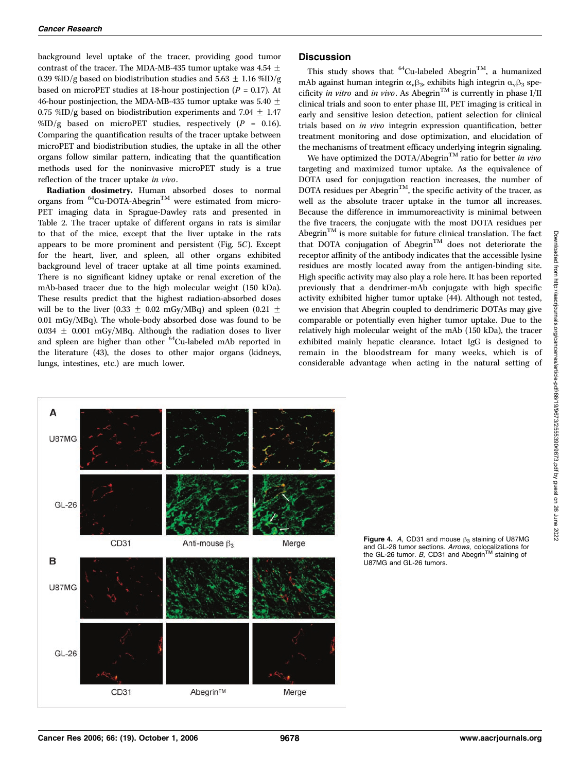background level uptake of the tracer, providing good tumor contrast of the tracer. The MDA-MB-435 tumor uptake was 4.54 ± 0.39 %ID/g based on biodistribution studies and 5.63 ± 1.16 %ID/g based on microPET studies at 18-hour postinjection ($P = 0.17$). At 46-hour postinjection, the MDA-MB-435 tumor uptake was 5.40 ± 0.75 %ID/g based on biodistribution experiments and 7.04 ± 1.47 %ID/g based on microPET studies, respectively ($P = 0.16$). Comparing the quantification results of the tracer uptake between microPET and biodistribution studies, the uptake in all the other organs follow similar pattern, indicating that the quantification methods used for the noninvasive microPET study is a true reflection of the tracer uptake *in vivo*.

**Radiation dosimetry.** Human absorbed doses to normal organs from $^{64}$Cu-DOTA-Abegrin™ were estimated from microPET imaging data in Sprague-Dawley rats and presented in Table 2. The tracer uptake of different organs in rats is similar to that of the mice, except that the liver uptake in the rats appears to be more prominent and persistent (Fig. 5*C*). Except for the heart, liver, and spleen, all other organs exhibited background level of tracer uptake at all time points examined. There is no significant kidney uptake or renal excretion of the mAb-based tracer due to the high molecular weight (150 kDa). These results predict that the highest radiation-absorbed doses will be to the liver (0.33 ± 0.02 mGy/MBq) and spleen (0.21 ± 0.01 mGy/MBq). The whole-body absorbed dose was found to be 0.034 ± 0.001 mGy/MBq. Although the radiation doses to liver and spleen are higher than other $^{64}$Cu-labeled mAb reported in the literature (43), the doses to other major organs (kidneys, lungs, intestines, etc.) are much lower.

## Discussion

This study shows that $^{64}$Cu-labeled Abegrin™, a humanized mAb against human integrin $\alpha_v\beta_3$, exhibits high integrin $\alpha_v\beta_3$ specificity *in vitro* and *in vivo*. As Abegrin™ is currently in phase I/II clinical trials and soon to enter phase III, PET imaging is critical in early and sensitive lesion detection, patient selection for clinical trials based on *in vivo* integrin expression quantification, better treatment monitoring and dose optimization, and elucidation of the mechanisms of treatment efficacy underlying integrin signaling.

We have optimized the DOTA/Abegrin™ ratio for better *in vivo* targeting and maximized tumor uptake. As the equivalence of DOTA used for conjugation reaction increases, the number of DOTA residues per Abegrin™, the specific activity of the tracer, as well as the absolute tracer uptake in the tumor all increases. Because the difference in immumoreactivity is minimal between the five tracers, the conjugate with the most DOTA residues per Abegrin™ is more suitable for future clinical translation. The fact that DOTA conjugation of Abegrin™ does not deteriorate the receptor affinity of the antibody indicates that the accessible lysine residues are mostly located away from the antigen-binding site. High specific activity may also play a role here. It has been reported previously that a dendrimer-mAb conjugate with high specific activity exhibited higher tumor uptake (44). Although not tested, we envision that Abegrin coupled to dendrimeric DOTAs may give comparable or potentially even higher tumor uptake. Due to the relatively high molecular weight of the mAb (150 kDa), the tracer exhibited mainly hepatic clearance. Intact IgG is designed to remain in the bloodstream for many weeks, which is of considerable advantage when acting in the natural setting of

**Figure 4.** *A,* CD31 and mouse $\beta_3$ staining of U87MG and GL-26 tumor sections. *Arrows,* colocalizations for the GL-26 tumor. *B,* CD31 and Abegrin™ staining of U87MG and GL-26 tumors.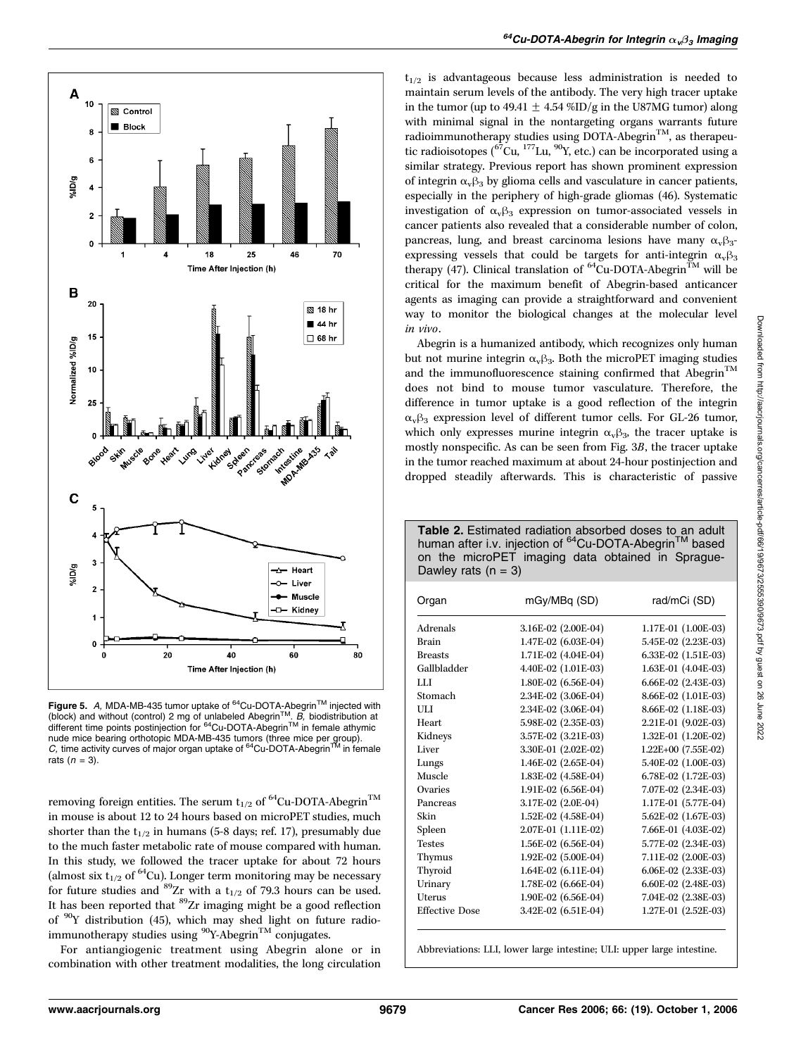Figure 5. *A*, MDA-MB-435 tumor uptake of $^{64}$Cu-DOTA-Abegrin™ injected with (block) and without (control) 2 mg of unlabeled Abegrin™. *B*, biodistribution at different time points postinjection for $^{64}$Cu-DOTA-Abegrin™ in female athymic nude mice bearing orthotopic MDA-MB-435 tumors (three mice per group). *C*, time activity curves of major organ uptake of $^{64}$Cu-DOTA-Abegrin™ in female rats ($n = 3$).

removing foreign entities. The serum $t_{1/2}$ of $^{64}$Cu-DOTA-Abegrin™ in mouse is about 12 to 24 hours based on microPET studies, much shorter than the $t_{1/2}$ in humans (5-8 days; ref. 17), presumably due to the much faster metabolic rate of mouse compared with human. In this study, we followed the tracer uptake for about 72 hours (almost six $t_{1/2}$ of $^{64}$Cu). Longer term monitoring may be necessary for future studies and $^{89}$Zr with a $t_{1/2}$ of 79.3 hours can be used. It has been reported that $^{89}$Zr imaging might be a good reflection of $^{90}$Y distribution (45), which may shed light on future radioimmunotherapy studies using $^{90}$Y-Abegrin™ conjugates.

For antiangiogenic treatment using Abegrin alone or in combination with other treatment modalities, the long circulation $t_{1/2}$ is advantageous because less administration is needed to maintain serum levels of the antibody. The very high tracer uptake in the tumor (up to 49.41 ± 4.54 %ID/g in the U87MG tumor) along with minimal signal in the nontargeting organs warrants future radioimmunotherapy studies using DOTA-Abegrin™, as therapeutic radioisotopes ($^{67}$Cu, $^{177}$Lu, $^{90}$Y, etc.) can be incorporated using a similar strategy. Previous report has shown prominent expression of integrin $\alpha_v\beta_3$ by glioma cells and vasculature in cancer patients, especially in the periphery of high-grade gliomas (46). Systematic investigation of $\alpha_v\beta_3$ expression on tumor-associated vessels in cancer patients also revealed that a considerable number of colon, pancreas, lung, and breast carcinoma lesions have many $\alpha_v\beta_3$-expressing vessels that could be targets for anti-integrin $\alpha_v\beta_3$ therapy (47). Clinical translation of $^{64}$Cu-DOTA-Abegrin™ will be critical for the maximum benefit of Abegrin-based anticancer agents as imaging can provide a straightforward and convenient way to monitor the biological changes at the molecular level *in vivo*.

Abegrin is a humanized antibody, which recognizes only human but not murine integrin $\alpha_v\beta_3$. Both the microPET imaging studies and the immunofluorescence staining confirmed that Abegrin™ does not bind to mouse tumor vasculature. Therefore, the difference in tumor uptake is a good reflection of the integrin $\alpha_v\beta_3$ expression level of different tumor cells. For GL-26 tumor, which only expresses murine integrin $\alpha_v\beta_3$, the tracer uptake is mostly nonspecific. As can be seen from Fig. 3*B*, the tracer uptake in the tumor reached maximum at about 24-hour postinjection and dropped steadily afterwards. This is characteristic of passive

**Table 2.** Estimated radiation absorbed doses to an adult human after i.v. injection of $^{64}$Cu-DOTA-Abegrin™ based on the microPET imaging data obtained in Sprague-Dawley rats ($n = 3$)

| Organ | mGy/MBq (SD) | rad/mCi (SD) |
|---|---|---|
| Adrenals | 3.16E-02 (2.00E-04) | 1.17E-01 (1.00E-03) |
| Brain | 1.47E-02 (6.03E-04) | 5.45E-02 (2.23E-03) |
| Breasts | 1.71E-02 (4.04E-04) | 6.33E-02 (1.51E-03) |
| Gallbladder | 4.40E-02 (1.01E-03) | 1.63E-01 (4.04E-03) |
| LLI | 1.80E-02 (6.56E-04) | 6.66E-02 (2.43E-03) |
| Stomach | 2.34E-02 (3.06E-04) | 8.66E-02 (1.01E-03) |
| ULI | 2.34E-02 (3.06E-04) | 8.66E-02 (1.18E-03) |
| Heart | 5.98E-02 (2.35E-03) | 2.21E-01 (9.02E-03) |
| Kidneys | 3.57E-02 (3.21E-03) | 1.32E-01 (1.20E-02) |
| Liver | 3.30E-01 (2.02E-02) | 1.22E+00 (7.55E-02) |
| Lungs | 1.46E-02 (2.65E-04) | 5.40E-02 (1.00E-03) |
| Muscle | 1.83E-02 (4.58E-04) | 6.78E-02 (1.72E-03) |
| Ovaries | 1.91E-02 (6.56E-04) | 7.07E-02 (2.34E-03) |
| Pancreas | 3.17E-02 (2.0E-04) | 1.17E-01 (5.77E-04) |
| Skin | 1.52E-02 (4.58E-04) | 5.62E-02 (1.67E-03) |
| Spleen | 2.07E-01 (1.11E-02) | 7.66E-01 (4.03E-02) |
| Testes | 1.56E-02 (6.56E-04) | 5.77E-02 (2.34E-03) |
| Thymus | 1.92E-02 (5.00E-04) | 7.11E-02 (2.00E-03) |
| Thyroid | 1.64E-02 (6.11E-04) | 6.06E-02 (2.33E-03) |
| Urinary | 1.78E-02 (6.66E-04) | 6.60E-02 (2.48E-03) |
| Uterus | 1.90E-02 (6.56E-04) | 7.04E-02 (2.38E-03) |
| Effective Dose | 3.42E-02 (6.51E-04) | 1.27E-01 (2.52E-03) |

Abbreviations: LLI, lower large intestine; ULI: upper large intestine.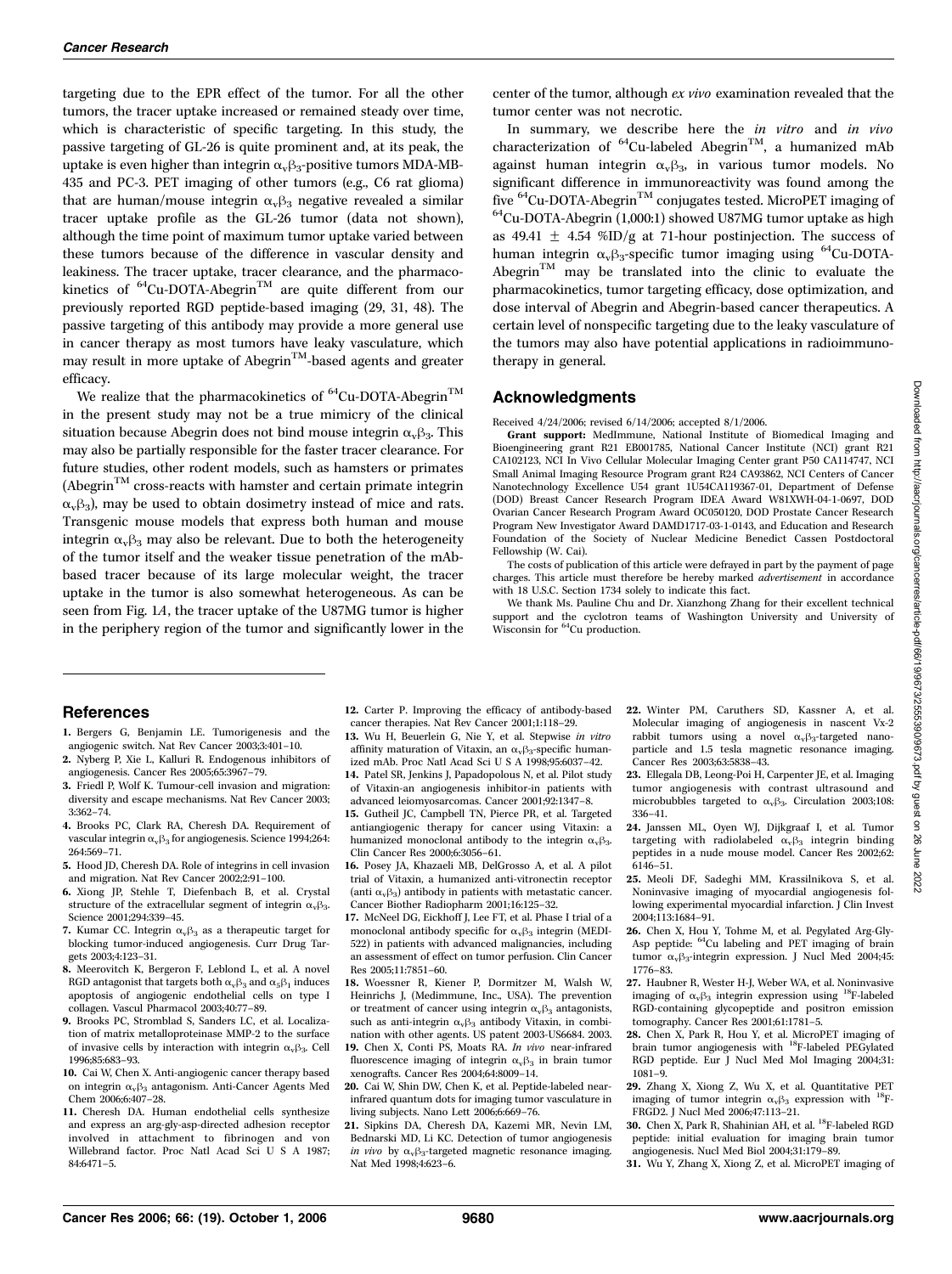targeting due to the EPR effect of the tumor. For all the other tumors, the tracer uptake increased or remained steady over time, which is characteristic of specific targeting. In this study, the passive targeting of GL-26 is quite prominent and, at its peak, the uptake is even higher than integrin $\alpha_v\beta_3$-positive tumors MDA-MB-435 and PC-3. PET imaging of other tumors (e.g., C6 rat glioma) that are human/mouse integrin $\alpha_v\beta_3$ negative revealed a similar tracer uptake profile as the GL-26 tumor (data not shown), although the time point of maximum tumor uptake varied between these tumors because of the difference in vascular density and leakiness. The tracer uptake, tracer clearance, and the pharmacokinetics of $^{64}$Cu-DOTA-Abegrin$^{TM}$ are quite different from our previously reported RGD peptide-based imaging (29, 31, 48). The passive targeting of this antibody may provide a more general use in cancer therapy as most tumors have leaky vasculature, which may result in more uptake of Abegrin$^{TM}$-based agents and greater efficacy.

We realize that the pharmacokinetics of $^{64}$Cu-DOTA-Abegrin$^{TM}$ in the present study may not be a true mimicry of the clinical situation because Abegrin does not bind mouse integrin $\alpha_v\beta_3$. This may also be partially responsible for the faster tracer clearance. For future studies, other rodent models, such as hamsters or primates (Abegrin$^{TM}$ cross-reacts with hamster and certain primate integrin $\alpha_v\beta_3$), may be used to obtain dosimetry instead of mice and rats. Transgenic mouse models that express both human and mouse integrin $\alpha_v\beta_3$ may also be relevant. Due to both the heterogeneity of the tumor itself and the weaker tissue penetration of the mAb-based tracer because of its large molecular weight, the tracer uptake in the tumor is also somewhat heterogeneous. As can be seen from Fig. 1*A*, the tracer uptake of the U87MG tumor is higher in the periphery region of the tumor and significantly lower in the center of the tumor, although *ex vivo* examination revealed that the tumor center was not necrotic.

In summary, we describe here the *in vitro* and *in vivo* characterization of $^{64}$Cu-labeled Abegrin$^{TM}$, a humanized mAb against human integrin $\alpha_v\beta_3$, in various tumor models. No significant difference in immunoreactivity was found among the five $^{64}$Cu-DOTA-Abegrin$^{TM}$ conjugates tested. MicroPET imaging of $^{64}$Cu-DOTA-Abegrin (1,000:1) showed U87MG tumor uptake as high as 49.41 ± 4.54 %ID/g at 71-hour postinjection. The success of human integrin $\alpha_v\beta_3$-specific tumor imaging using $^{64}$Cu-DOTA-Abegrin$^{TM}$ may be translated into the clinic to evaluate the pharmacokinetics, tumor targeting efficacy, dose optimization, and dose interval of Abegrin and Abegrin-based cancer therapeutics. A certain level of nonspecific targeting due to the leaky vasculature of the tumors may also have potential applications in radioimmunotherapy in general.

## Acknowledgments

Received 4/24/2006; revised 6/14/2006; accepted 8/1/2006.

**Grant support:** MedImmune, National Institute of Biomedical Imaging and Bioengineering grant R21 EB001785, National Cancer Institute (NCI) grant R21 CA102123, NCI In Vivo Cellular Molecular Imaging Center grant P50 CA114747, NCI Small Animal Imaging Resource Program grant R24 CA93862, NCI Centers of Cancer Nanotechnology Excellence U54 grant 1U54CA119367-01, Department of Defense (DOD) Breast Cancer Research Program IDEA Award W81XWH-04-1-0697, DOD Ovarian Cancer Research Program Award OC050120, DOD Prostate Cancer Research Program New Investigator Award DAMD1717-03-1-0143, and Education and Research Foundation of the Society of Nuclear Medicine Benedict Cassen Postdoctoral Fellowship (W. Cai).

The costs of publication of this article were defrayed in part by the payment of page charges. This article must therefore be hereby marked *advertisement* in accordance with 18 U.S.C. Section 1734 solely to indicate this fact.

We thank Ms. Pauline Chu and Dr. Xianzhong Zhang for their excellent technical support and the cyclotron teams of Washington University and University of Wisconsin for $^{64}$Cu production.

## References

1. Bergers G, Benjamin LE. Tumorigenesis and the angiogenic switch. Nat Rev Cancer 2003;3:401–10.
2. Nyberg P, Xie L, Kalluri R. Endogenous inhibitors of angiogenesis. Cancer Res 2005;65:3967–79.
3. Friedl P, Wolf K. Tumour-cell invasion and migration: diversity and escape mechanisms. Nat Rev Cancer 2003; 3:362–74.
4. Brooks PC, Clark RA, Cheresh DA. Requirement of vascular integrin $\alpha_v\beta_3$ for angiogenesis. Science 1994;264: 264:569–71.
5. Hood JD, Cheresh DA. Role of integrins in cell invasion and migration. Nat Rev Cancer 2002;2:91–100.
6. Xiong JP, Stehle T, Diefenbach B, et al. Crystal structure of the extracellular segment of integrin $\alpha_v\beta_3$. Science 2001;294:339–45.
7. Kumar CC. Integrin $\alpha_v\beta_3$ as a therapeutic target for blocking tumor-induced angiogenesis. Curr Drug Targets 2003;4:123–31.
8. Meerovitch K, Bergeron F, Leblond L, et al. A novel RGD antagonist that targets both $\alpha_v\beta_3$ and $\alpha_5\beta_1$ induces apoptosis of angiogenic endothelial cells on type I collagen. Vascul Pharmacol 2003;40:77–89.
9. Brooks PC, Stromblad S, Sanders LC, et al. Localization of matrix metalloproteinase MMP-2 to the surface of invasive cells by interaction with integrin $\alpha_v\beta_3$. Cell 1996;85:683–93.
10. Cai W, Chen X. Anti-angiogenic cancer therapy based on integrin $\alpha_v\beta_3$ antagonism. Anti-Cancer Agents Med Chem 2006;6:407–28.
11. Cheresh DA. Human endothelial cells synthesize and express an arg-gly-asp-directed adhesion receptor involved in attachment to fibrinogen and von Willebrand factor. Proc Natl Acad Sci U S A 1987; 84:6471–5.
12. Carter P. Improving the efficacy of antibody-based cancer therapies. Nat Rev Cancer 2001;1:118–29.
13. Wu H, Beuerlein G, Nie Y, et al. Stepwise *in vitro* affinity maturation of Vitaxin, an $\alpha_v\beta_3$-specific humanized mAb. Proc Natl Acad Sci U S A 1998;95:6037–42.
14. Patel SR, Jenkins J, Papadopolous N, et al. Pilot study of Vitaxin-an angiogenesis inhibitor-in patients with advanced leiomyosarcomas. Cancer 2001;92:1347–8.
15. Gutheil JC, Campbell TN, Pierce PR, et al. Targeted antiangiogenic therapy for cancer using Vitaxin: a humanized monoclonal antibody to the integrin $\alpha_v\beta_3$. Clin Cancer Res 2000;6:3056–61.
16. Posey JA, Khazaeli MB, DelGrosso A, et al. A pilot trial of Vitaxin, a humanized anti-vitronectin receptor (anti $\alpha_v\beta_3$) antibody in patients with metastatic cancer. Cancer Biother Radiopharm 2001;16:125–32.
17. McNeel DG, Eickhoff J, Lee FT, et al. Phase I trial of a monoclonal antibody specific for $\alpha_v\beta_3$ integrin (MEDI-522) in patients with advanced malignancies, including an assessment of effect on tumor perfusion. Clin Cancer Res 2005;11:7851–60.
18. Woessner R, Kiener P, Dormitzer M, Walsh W, Heinrichs J, (Medimmune, Inc., USA). The prevention or treatment of cancer using integrin $\alpha_v\beta_3$ antagonists, such as anti-integrin $\alpha_v\beta_3$ antibody Vitaxin, in combination with other agents. US patent 2003-US6684. 2003.
19. Chen X, Conti PS, Moats RA. *In vivo* near-infrared fluorescence imaging of integrin $\alpha_v\beta_3$ in brain tumor xenografts. Cancer Res 2004;64:8009–14.
20. Cai W, Shin DW, Chen K, et al. Peptide-labeled near-infrared quantum dots for imaging tumor vasculature in living subjects. Nano Lett 2006;6:669–76.
21. Sipkins DA, Cheresh DA, Kazemi MR, Nevin LM, Bednarski MD, Li KC. Detection of tumor angiogenesis *in vivo* by $\alpha_v\beta_3$-targeted magnetic resonance imaging. Nat Med 1998;4:623–6.
22. Winter PM, Caruthers SD, Kassner A, et al. Molecular imaging of angiogenesis in nascent Vx-2 rabbit tumors using a novel $\alpha_v\beta_3$-targeted nanoparticle and 1.5 tesla magnetic resonance imaging. Cancer Res 2003;63:5838–43.
23. Ellegala DB, Leong-Poi H, Carpenter JE, et al. Imaging tumor angiogenesis with contrast ultrasound and microbubbles targeted to $\alpha_v\beta_3$. Circulation 2003;108: 336–41.
24. Janssen ML, Oyen WJ, Dijkgraaf I, et al. Tumor targeting with radiolabeled $\alpha_v\beta_3$ integrin binding peptides in a nude mouse model. Cancer Res 2002;62: 6146–51.
25. Meoli DF, Sadeghi MM, Krassilnikova S, et al. Noninvasive imaging of myocardial angiogenesis following experimental myocardial infarction. J Clin Invest 2004;113:1684–91.
26. Chen X, Hou Y, Tohme M, et al. Pegylated Arg-Gly-Asp peptide: $^{64}$Cu labeling and PET imaging of brain tumor $\alpha_v\beta_3$-integrin expression. J Nucl Med 2004;45: 1776–83.
27. Haubner R, Wester H-J, Weber WA, et al. Noninvasive imaging of $\alpha_v\beta_3$ integrin expression using $^{18}$F-labeled RGD-containing glycopeptide and positron emission tomography. Cancer Res 2001;61:1781–5.
28. Chen X, Park R, Hou Y, et al. MicroPET imaging of brain tumor angiogenesis with $^{18}$F-labeled PEGylated RGD peptide. Eur J Nucl Med Mol Imaging 2004;31: 1081–9.
29. Zhang X, Xiong Z, Wu X, et al. Quantitative PET imaging of tumor integrin $\alpha_v\beta_3$ expression with $^{18}$F-FRGD2. J Nucl Med 2006;47:113–21.
30. Chen X, Park R, Shahinian AH, et al. $^{18}$F-labeled RGD peptide: initial evaluation for imaging brain tumor angiogenesis. Nucl Med Biol 2004;31:179–89.
31. Wu Y, Zhang X, Xiong Z, et al. MicroPET imaging of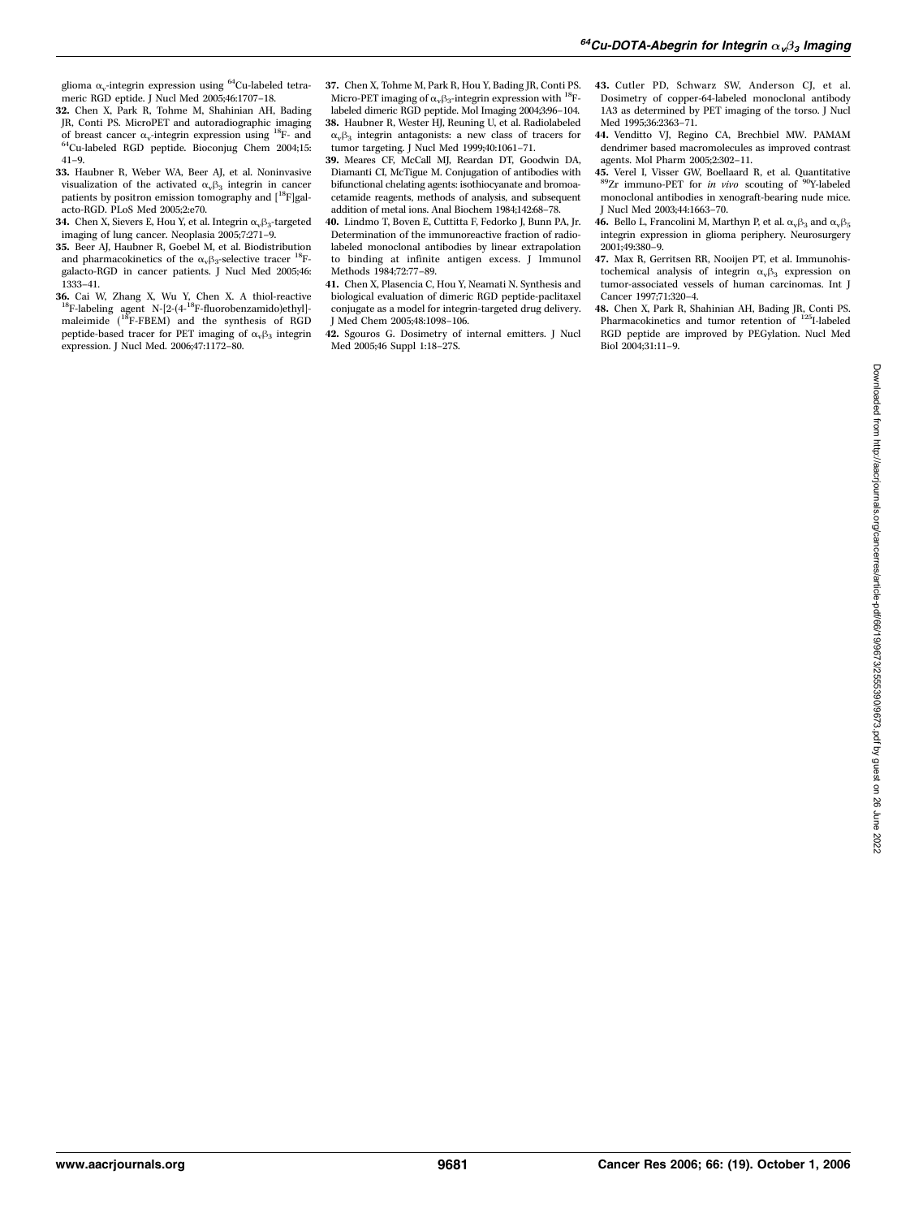glioma $\alpha_v$-integrin expression using $^{64}$Cu-labeled tetrameric RGD eptide. J Nucl Med 2005;46:1707–18.

32. Chen X, Park R, Tohme M, Shahinian AH, Bading JR, Conti PS. MicroPET and autoradiographic imaging of breast cancer $\alpha_v$-integrin expression using $^{18}$F- and $^{64}$Cu-labeled RGD peptide. Bioconjug Chem 2004;15:41–9.
33. Haubner R, Weber WA, Beer AJ, et al. Noninvasive visualization of the activated $\alpha_v\beta_3$ integrin in cancer patients by positron emission tomography and [$^{18}$F]galacto-RGD. PLoS Med 2005;2:e70.
34. Chen X, Sievers E, Hou Y, et al. Integrin $\alpha_v\beta_3$-targeted imaging of lung cancer. Neoplasia 2005;7:271–9.
35. Beer AJ, Haubner R, Goebel M, et al. Biodistribution and pharmacokinetics of the $\alpha_v\beta_3$-selective tracer $^{18}$F-galacto-RGD in cancer patients. J Nucl Med 2005;46:1333–41.
36. Cai W, Zhang X, Wu Y, Chen X. A thiol-reactive $^{18}$F-labeling agent N-[2-(4-$^{18}$F-fluorobenzamido)ethyl]-maleimide ($^{18}$F-FBEM) and the synthesis of RGD peptide-based tracer for PET imaging of $\alpha_v\beta_3$ integrin expression. J Nucl Med. 2006;47:1172–80.
37. Chen X, Tohme M, Park R, Hou Y, Bading JR, Conti PS. Micro-PET imaging of $\alpha_v\beta_3$-integrin expression with $^{18}$F-labeled dimeric RGD peptide. Mol Imaging 2004;3:96–104.
38. Haubner R, Wester HJ, Reuning U, et al. Radiolabeled $\alpha_v\beta_3$ integrin antagonists: a new class of tracers for tumor targeting. J Nucl Med 1999;40:1061–71.
39. Meares CF, McCall MJ, Reardan DT, Goodwin DA, Diamanti CI, McTigue M. Conjugation of antibodies with bifunctional chelating agents: isothiocyanate and bromoacetamide reagents, methods of analysis, and subsequent addition of metal ions. Anal Biochem 1984;142:68–78.
40. Lindmo T, Boven E, Cuttitta F, Fedorko J, Bunn PA, Jr. Determination of the immunoreactive fraction of radiolabeled monoclonal antibodies by linear extrapolation to binding at infinite antigen excess. J Immunol Methods 1984;72:77–89.
41. Chen X, Plasencia C, Hou Y, Neamati N. Synthesis and biological evaluation of dimeric RGD peptide-paclitaxel conjugate as a model for integrin-targeted drug delivery. J Med Chem 2005;48:1098–106.
42. Sgouros G. Dosimetry of internal emitters. J Nucl Med 2005;46 Suppl 1:18–27S.
43. Cutler PD, Schwarz SW, Anderson CJ, et al. Dosimetry of copper-64-labeled monoclonal antibody 1A3 as determined by PET imaging of the torso. J Nucl Med 1995;36:2363–71.
44. Venditto VJ, Regino CA, Brechbiel MW. PAMAM dendrimer based macromolecules as improved contrast agents. Mol Pharm 2005;2:302–11.
45. Verel I, Visser GW, Boellaard R, et al. Quantitative $^{89}$Zr immuno-PET for *in vivo* scouting of $^{90}$Y-labeled monoclonal antibodies in xenograft-bearing nude mice. J Nucl Med 2003;44:1663–70.
46. Bello L, Francolini M, Marthyn P, et al. $\alpha_v\beta_3$ and $\alpha_v\beta_5$ integrin expression in glioma periphery. Neurosurgery 2001;49:380–9.
47. Max R, Gerritsen RR, Nooijen PT, et al. Immunohistochemical analysis of integrin $\alpha_v\beta_3$ expression on tumor-associated vessels of human carcinomas. Int J Cancer 1997;71:320–4.
48. Chen X, Park R, Shahinian AH, Bading JR, Conti PS. Pharmacokinetics and tumor retention of $^{125}$I-labeled RGD peptide are improved by PEGylation. Nucl Med Biol 2004;31:11–9.